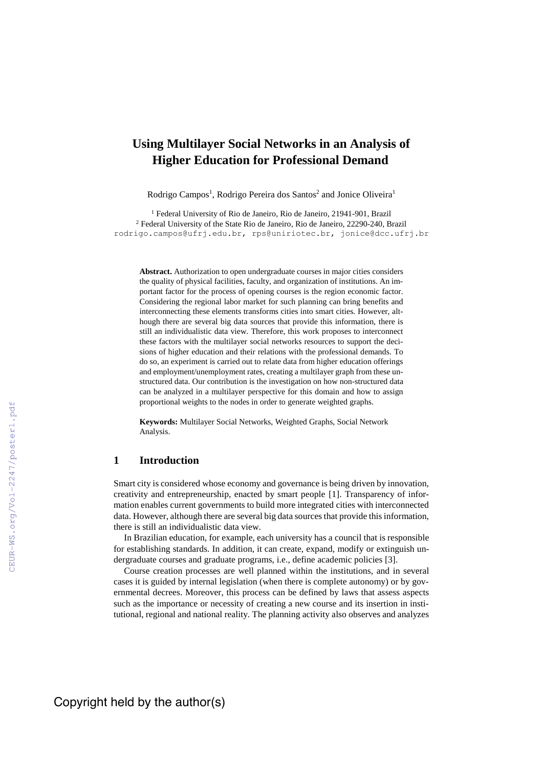# Using Multilayer Social Networks in an Analysis of Higher Education for Professional Demand

Rodrigo Campos[1], Rodrigo Pereira dos Santos[2] and Jonice Oliveira[1]

[1] Federal University of Rio de Janeiro, Rio de Janeiro, 21941-901, Brazil
[2] Federal University of the State Rio de Janeiro, Rio de Janeiro, 22290-240, Brazil
rodrigo.campos@ufrj.edu.br, rps@uniriotec.br, jonice@dcc.ufrj.br

**Abstract.** Authorization to open undergraduate courses in major cities considers the quality of physical facilities, faculty, and organization of institutions. An important factor for the process of opening courses is the region economic factor. Considering the regional labor market for such planning can bring benefits and interconnecting these elements transforms cities into smart cities. However, although there are several big data sources that provide this information, there is still an individualistic data view. Therefore, this work proposes to interconnect these factors with the multilayer social networks resources to support the decisions of higher education and their relations with the professional demands. To do so, an experiment is carried out to relate data from higher education offerings and employment/unemployment rates, creating a multilayer graph from these unstructured data. Our contribution is the investigation on how non-structured data can be analyzed in a multilayer perspective for this domain and how to assign proportional weights to the nodes in order to generate weighted graphs.

**Keywords:** Multilayer Social Networks, Weighted Graphs, Social Network Analysis.

## 1 Introduction

Smart city is considered whose economy and governance is being driven by innovation, creativity and entrepreneurship, enacted by smart people [1]. Transparency of information enables current governments to build more integrated cities with interconnected data. However, although there are several big data sources that provide this information, there is still an individualistic data view.

In Brazilian education, for example, each university has a council that is responsible for establishing standards. In addition, it can create, expand, modify or extinguish undergraduate courses and graduate programs, i.e., define academic policies [3].

Course creation processes are well planned within the institutions, and in several cases it is guided by internal legislation (when there is complete autonomy) or by governmental decrees. Moreover, this process can be defined by laws that assess aspects such as the importance or necessity of creating a new course and its insertion in institutional, regional and national reality. The planning activity also observes and analyzes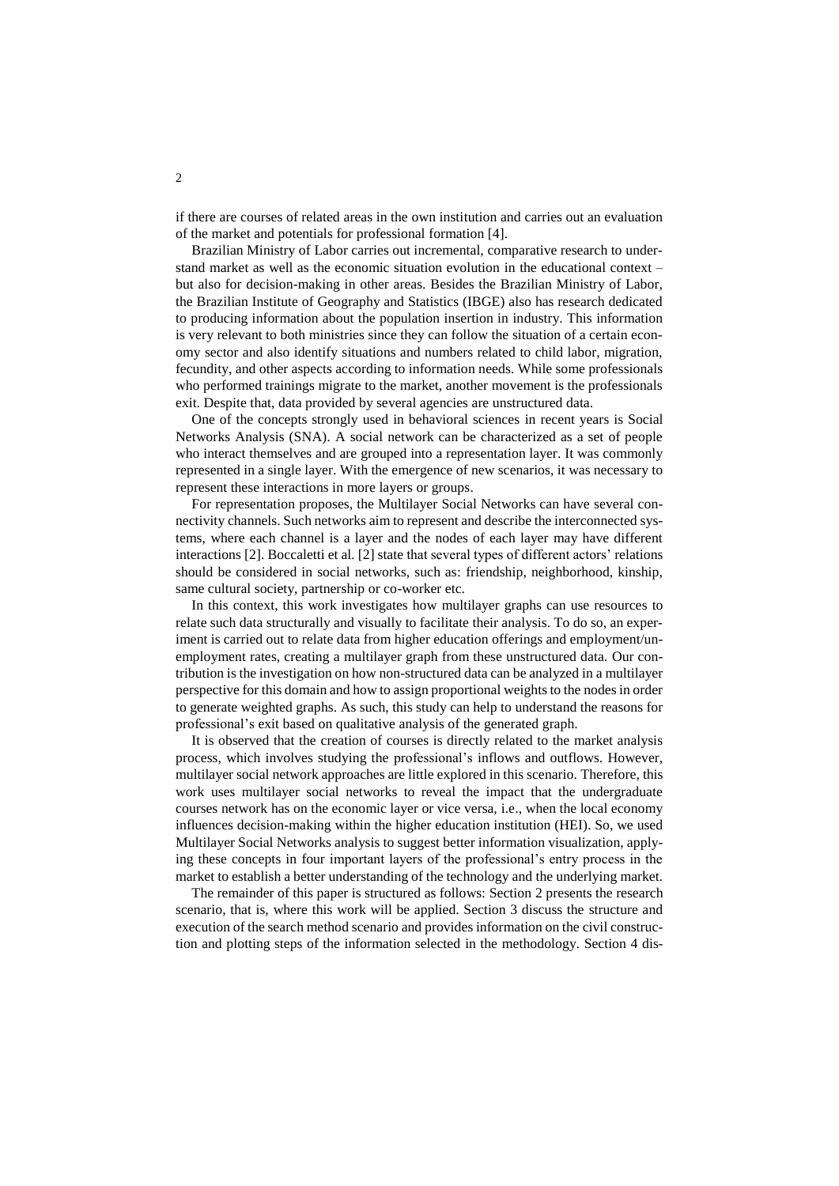if there are courses of related areas in the own institution and carries out an evaluation of the market and potentials for professional formation [4].

Brazilian Ministry of Labor carries out incremental, comparative research to understand market as well as the economic situation evolution in the educational context – but also for decision-making in other areas. Besides the Brazilian Ministry of Labor, the Brazilian Institute of Geography and Statistics (IBGE) also has research dedicated to producing information about the population insertion in industry. This information is very relevant to both ministries since they can follow the situation of a certain economy sector and also identify situations and numbers related to child labor, migration, fecundity, and other aspects according to information needs. While some professionals who performed trainings migrate to the market, another movement is the professionals exit. Despite that, data provided by several agencies are unstructured data.

One of the concepts strongly used in behavioral sciences in recent years is Social Networks Analysis (SNA). A social network can be characterized as a set of people who interact themselves and are grouped into a representation layer. It was commonly represented in a single layer. With the emergence of new scenarios, it was necessary to represent these interactions in more layers or groups.

For representation proposes, the Multilayer Social Networks can have several connectivity channels. Such networks aim to represent and describe the interconnected systems, where each channel is a layer and the nodes of each layer may have different interactions [2]. Boccaletti et al. [2] state that several types of different actors' relations should be considered in social networks, such as: friendship, neighborhood, kinship, same cultural society, partnership or co-worker etc.

In this context, this work investigates how multilayer graphs can use resources to relate such data structurally and visually to facilitate their analysis. To do so, an experiment is carried out to relate data from higher education offerings and employment/unemployment rates, creating a multilayer graph from these unstructured data. Our contribution is the investigation on how non-structured data can be analyzed in a multilayer perspective for this domain and how to assign proportional weights to the nodes in order to generate weighted graphs. As such, this study can help to understand the reasons for professional's exit based on qualitative analysis of the generated graph.

It is observed that the creation of courses is directly related to the market analysis process, which involves studying the professional's inflows and outflows. However, multilayer social network approaches are little explored in this scenario. Therefore, this work uses multilayer social networks to reveal the impact that the undergraduate courses network has on the economic layer or vice versa, i.e., when the local economy influences decision-making within the higher education institution (HEI). So, we used Multilayer Social Networks analysis to suggest better information visualization, applying these concepts in four important layers of the professional's entry process in the market to establish a better understanding of the technology and the underlying market.

The remainder of this paper is structured as follows: Section 2 presents the research scenario, that is, where this work will be applied. Section 3 discuss the structure and execution of the search method scenario and provides information on the civil construction and plotting steps of the information selected in the methodology. Section 4 dis-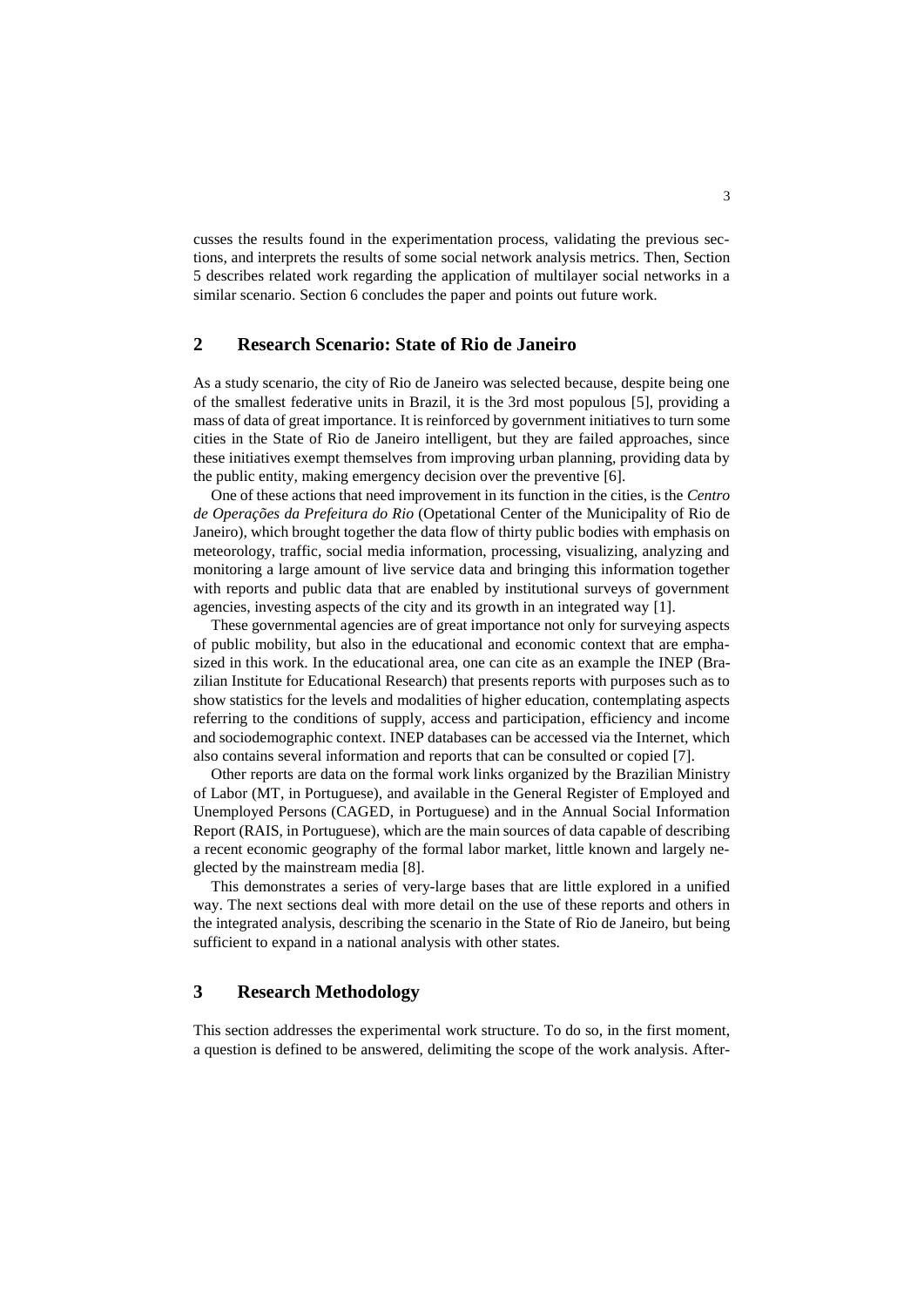cusses the results found in the experimentation process, validating the previous sections, and interprets the results of some social network analysis metrics. Then, Section 5 describes related work regarding the application of multilayer social networks in a similar scenario. Section 6 concludes the paper and points out future work.

## 2 Research Scenario: State of Rio de Janeiro

As a study scenario, the city of Rio de Janeiro was selected because, despite being one of the smallest federative units in Brazil, it is the 3rd most populous [5], providing a mass of data of great importance. It is reinforced by government initiatives to turn some cities in the State of Rio de Janeiro intelligent, but they are failed approaches, since these initiatives exempt themselves from improving urban planning, providing data by the public entity, making emergency decision over the preventive [6].

One of these actions that need improvement in its function in the cities, is the *Centro de Operações da Prefeitura do Rio* (Opetational Center of the Municipality of Rio de Janeiro), which brought together the data flow of thirty public bodies with emphasis on meteorology, traffic, social media information, processing, visualizing, analyzing and monitoring a large amount of live service data and bringing this information together with reports and public data that are enabled by institutional surveys of government agencies, investing aspects of the city and its growth in an integrated way [1].

These governmental agencies are of great importance not only for surveying aspects of public mobility, but also in the educational and economic context that are emphasized in this work. In the educational area, one can cite as an example the INEP (Brazilian Institute for Educational Research) that presents reports with purposes such as to show statistics for the levels and modalities of higher education, contemplating aspects referring to the conditions of supply, access and participation, efficiency and income and sociodemographic context. INEP databases can be accessed via the Internet, which also contains several information and reports that can be consulted or copied [7].

Other reports are data on the formal work links organized by the Brazilian Ministry of Labor (MT, in Portuguese), and available in the General Register of Employed and Unemployed Persons (CAGED, in Portuguese) and in the Annual Social Information Report (RAIS, in Portuguese), which are the main sources of data capable of describing a recent economic geography of the formal labor market, little known and largely neglected by the mainstream media [8].

This demonstrates a series of very-large bases that are little explored in a unified way. The next sections deal with more detail on the use of these reports and others in the integrated analysis, describing the scenario in the State of Rio de Janeiro, but being sufficient to expand in a national analysis with other states.

## 3 Research Methodology

This section addresses the experimental work structure. To do so, in the first moment, a question is defined to be answered, delimiting the scope of the work analysis. After-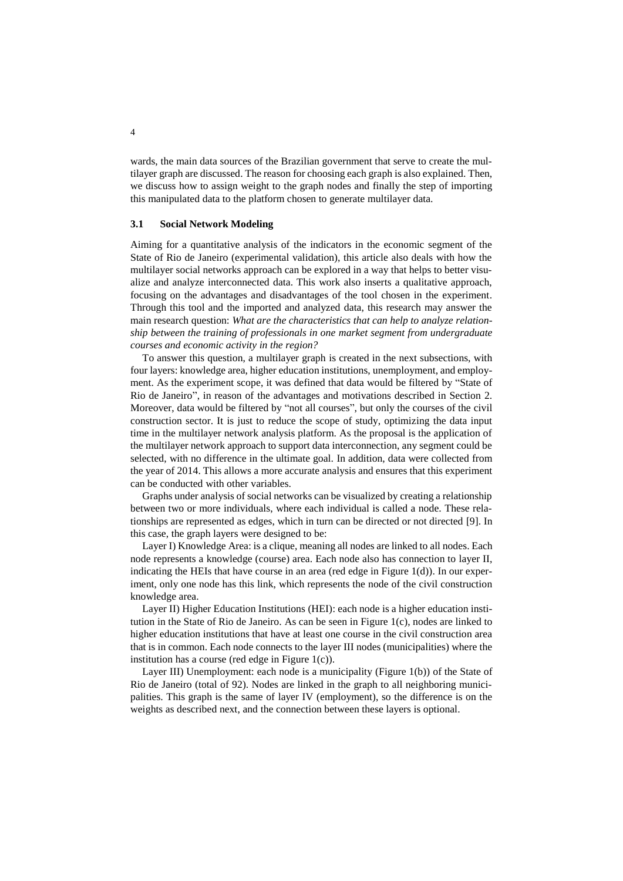wards, the main data sources of the Brazilian government that serve to create the multilayer graph are discussed. The reason for choosing each graph is also explained. Then, we discuss how to assign weight to the graph nodes and finally the step of importing this manipulated data to the platform chosen to generate multilayer data.

### 3.1 Social Network Modeling

Aiming for a quantitative analysis of the indicators in the economic segment of the State of Rio de Janeiro (experimental validation), this article also deals with how the multilayer social networks approach can be explored in a way that helps to better visualize and analyze interconnected data. This work also inserts a qualitative approach, focusing on the advantages and disadvantages of the tool chosen in the experiment. Through this tool and the imported and analyzed data, this research may answer the main research question: *What are the characteristics that can help to analyze relationship between the training of professionals in one market segment from undergraduate courses and economic activity in the region?*

To answer this question, a multilayer graph is created in the next subsections, with four layers: knowledge area, higher education institutions, unemployment, and employment. As the experiment scope, it was defined that data would be filtered by "State of Rio de Janeiro", in reason of the advantages and motivations described in Section 2. Moreover, data would be filtered by "not all courses", but only the courses of the civil construction sector. It is just to reduce the scope of study, optimizing the data input time in the multilayer network analysis platform. As the proposal is the application of the multilayer network approach to support data interconnection, any segment could be selected, with no difference in the ultimate goal. In addition, data were collected from the year of 2014. This allows a more accurate analysis and ensures that this experiment can be conducted with other variables.

Graphs under analysis of social networks can be visualized by creating a relationship between two or more individuals, where each individual is called a node. These relationships are represented as edges, which in turn can be directed or not directed [9]. In this case, the graph layers were designed to be:

Layer I) Knowledge Area: is a clique, meaning all nodes are linked to all nodes. Each node represents a knowledge (course) area. Each node also has connection to layer II, indicating the HEIs that have course in an area (red edge in Figure 1(d)). In our experiment, only one node has this link, which represents the node of the civil construction knowledge area.

Layer II) Higher Education Institutions (HEI): each node is a higher education institution in the State of Rio de Janeiro. As can be seen in Figure 1(c), nodes are linked to higher education institutions that have at least one course in the civil construction area that is in common. Each node connects to the layer III nodes (municipalities) where the institution has a course (red edge in Figure 1(c)).

Layer III) Unemployment: each node is a municipality (Figure 1(b)) of the State of Rio de Janeiro (total of 92). Nodes are linked in the graph to all neighboring municipalities. This graph is the same of layer IV (employment), so the difference is on the weights as described next, and the connection between these layers is optional.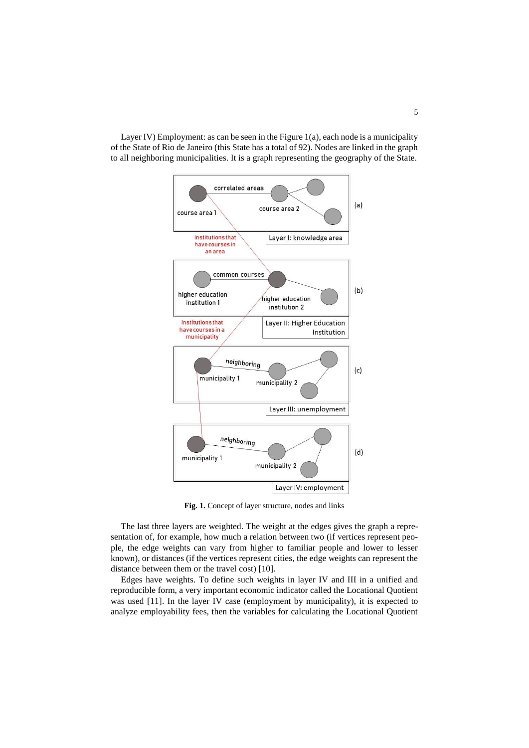Layer IV) Employment: as can be seen in the Figure 1(a), each node is a municipality of the State of Rio de Janeiro (this State has a total of 92). Nodes are linked in the graph to all neighboring municipalities. It is a graph representing the geography of the State.

**Fig. 1.** Concept of layer structure, nodes and links

The last three layers are weighted. The weight at the edges gives the graph a representation of, for example, how much a relation between two (if vertices represent people, the edge weights can vary from higher to familiar people and lower to lesser known), or distances (if the vertices represent cities, the edge weights can represent the distance between them or the travel cost) [10].

Edges have weights. To define such weights in layer IV and III in a unified and reproducible form, a very important economic indicator called the Locational Quotient was used [11]. In the layer IV case (employment by municipality), it is expected to analyze employability fees, then the variables for calculating the Locational Quotient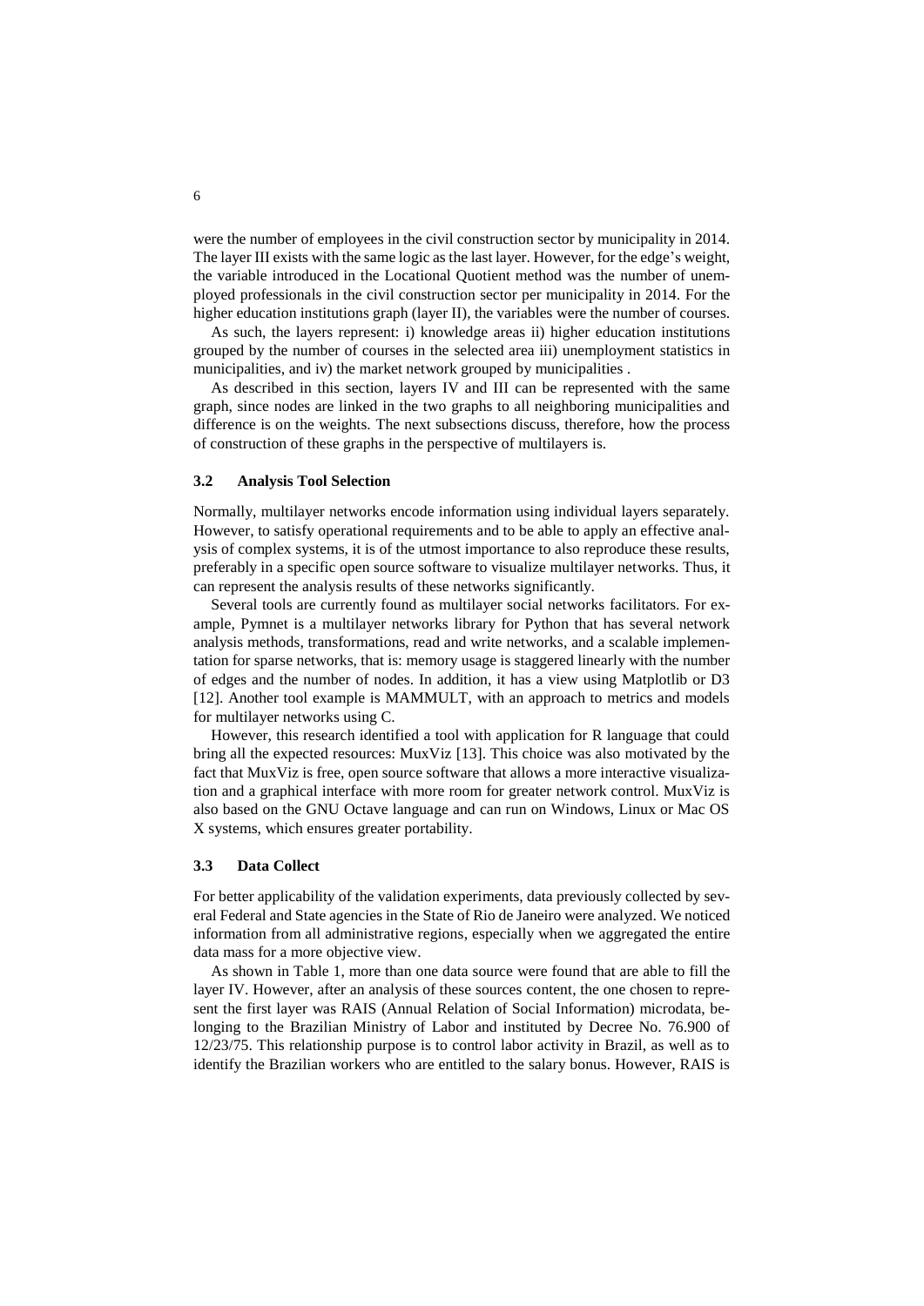were the number of employees in the civil construction sector by municipality in 2014. The layer III exists with the same logic as the last layer. However, for the edge's weight, the variable introduced in the Locational Quotient method was the number of unemployed professionals in the civil construction sector per municipality in 2014. For the higher education institutions graph (layer II), the variables were the number of courses.

As such, the layers represent: i) knowledge areas ii) higher education institutions grouped by the number of courses in the selected area iii) unemployment statistics in municipalities, and iv) the market network grouped by municipalities .

As described in this section, layers IV and III can be represented with the same graph, since nodes are linked in the two graphs to all neighboring municipalities and difference is on the weights. The next subsections discuss, therefore, how the process of construction of these graphs in the perspective of multilayers is.

### 3.2 Analysis Tool Selection

Normally, multilayer networks encode information using individual layers separately. However, to satisfy operational requirements and to be able to apply an effective analysis of complex systems, it is of the utmost importance to also reproduce these results, preferably in a specific open source software to visualize multilayer networks. Thus, it can represent the analysis results of these networks significantly.

Several tools are currently found as multilayer social networks facilitators. For example, Pymnet is a multilayer networks library for Python that has several network analysis methods, transformations, read and write networks, and a scalable implementation for sparse networks, that is: memory usage is staggered linearly with the number of edges and the number of nodes. In addition, it has a view using Matplotlib or D3 [12]. Another tool example is MAMMULT, with an approach to metrics and models for multilayer networks using C.

However, this research identified a tool with application for R language that could bring all the expected resources: MuxViz [13]. This choice was also motivated by the fact that MuxViz is free, open source software that allows a more interactive visualization and a graphical interface with more room for greater network control. MuxViz is also based on the GNU Octave language and can run on Windows, Linux or Mac OS X systems, which ensures greater portability.

### 3.3 Data Collect

For better applicability of the validation experiments, data previously collected by several Federal and State agencies in the State of Rio de Janeiro were analyzed. We noticed information from all administrative regions, especially when we aggregated the entire data mass for a more objective view.

As shown in Table 1, more than one data source were found that are able to fill the layer IV. However, after an analysis of these sources content, the one chosen to represent the first layer was RAIS (Annual Relation of Social Information) microdata, belonging to the Brazilian Ministry of Labor and instituted by Decree No. 76.900 of 12/23/75. This relationship purpose is to control labor activity in Brazil, as well as to identify the Brazilian workers who are entitled to the salary bonus. However, RAIS is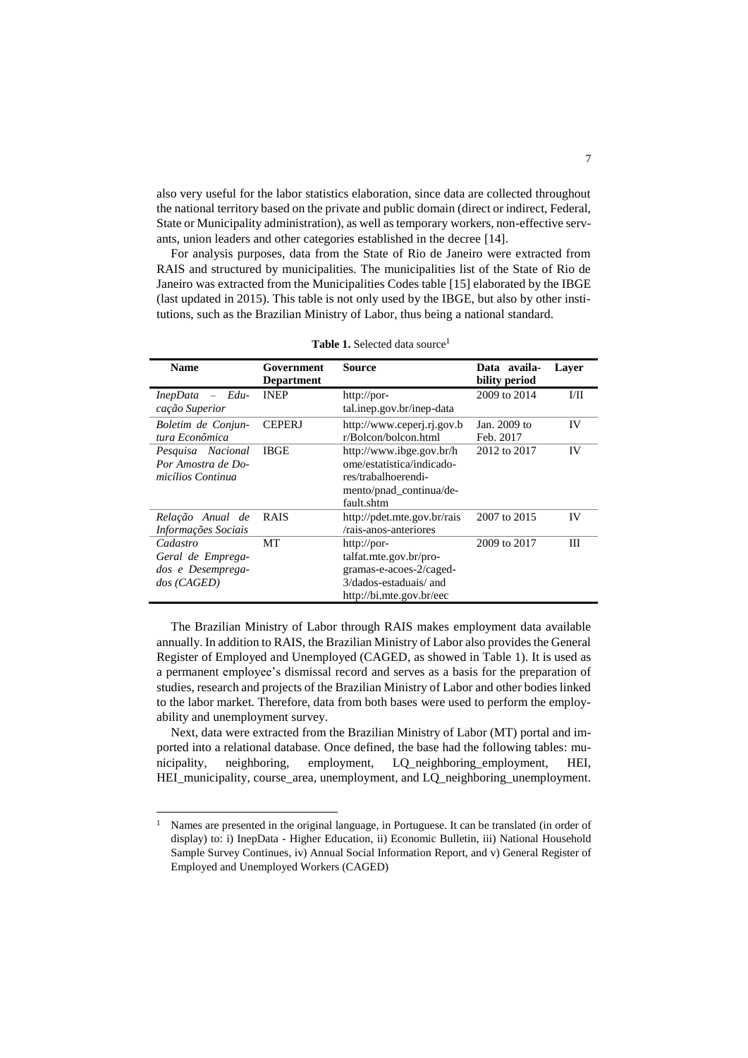also very useful for the labor statistics elaboration, since data are collected throughout the national territory based on the private and public domain (direct or indirect, Federal, State or Municipality administration), as well as temporary workers, non-effective servants, union leaders and other categories established in the decree [14].

For analysis purposes, data from the State of Rio de Janeiro were extracted from RAIS and structured by municipalities. The municipalities list of the State of Rio de Janeiro was extracted from the Municipalities Codes table [15] elaborated by the IBGE (last updated in 2015). This table is not only used by the IBGE, but also by other institutions, such as the Brazilian Ministry of Labor, thus being a national standard.

**Table 1.** Selected data source[1]

| Name | Government Department | Source | Data availability period | Layer |
|---|---|---|---|---|
| *InepData – Educação Superior* | INEP | http://portal.inep.gov.br/inep-data | 2009 to 2014 | I/II |
| *Boletim de Conjuntura Econômica* | CEPERJ | http://www.ceperj.rj.gov.br/Bolcon/bolcon.html | Jan. 2009 to Feb. 2017 | IV |
| *Pesquisa Nacional Por Amostra de Domicílios Continua* | IBGE | http://www.ibge.gov.br/home/estatistica/indicadores/trabalhoerendimento/pnad_continua/default.shtm | 2012 to 2017 | IV |
| *Relação Anual de Informações Sociais* | RAIS | http://pdet.mte.gov.br/rais/rais-anos-anteriores | 2007 to 2015 | IV |
| *Cadastro Geral de Empregados e Desempregados (CAGED)* | MT | http://portalfat.mte.gov.br/programas-e-acoes-2/caged-3/dados-estaduais/ and http://bi.mte.gov.br/eec | 2009 to 2017 | III |

The Brazilian Ministry of Labor through RAIS makes employment data available annually. In addition to RAIS, the Brazilian Ministry of Labor also provides the General Register of Employed and Unemployed (CAGED, as showed in Table 1). It is used as a permanent employee's dismissal record and serves as a basis for the preparation of studies, research and projects of the Brazilian Ministry of Labor and other bodies linked to the labor market. Therefore, data from both bases were used to perform the employability and unemployment survey.

Next, data were extracted from the Brazilian Ministry of Labor (MT) portal and imported into a relational database. Once defined, the base had the following tables: municipality, neighboring, employment, LQ_neighboring_employment, HEI, HEI_municipality, course_area, unemployment, and LQ_neighboring_unemployment.

[1] Names are presented in the original language, in Portuguese. It can be translated (in order of display) to: i) InepData - Higher Education, ii) Economic Bulletin, iii) National Household Sample Survey Continues, iv) Annual Social Information Report, and v) General Register of Employed and Unemployed Workers (CAGED)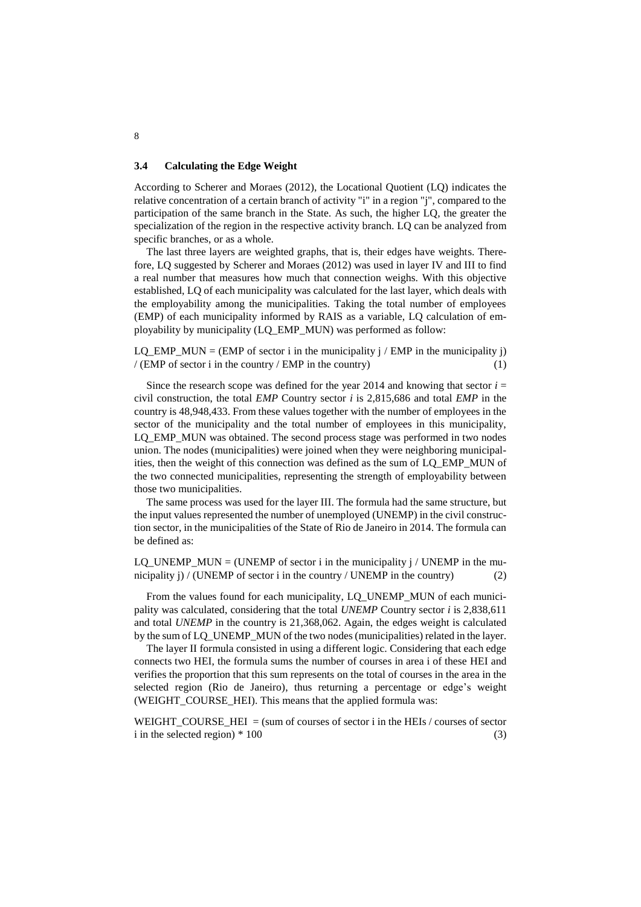### 3.4 Calculating the Edge Weight

According to Scherer and Moraes (2012), the Locational Quotient (LQ) indicates the relative concentration of a certain branch of activity "i" in a region "j", compared to the participation of the same branch in the State. As such, the higher LQ, the greater the specialization of the region in the respective activity branch. LQ can be analyzed from specific branches, or as a whole.

The last three layers are weighted graphs, that is, their edges have weights. Therefore, LQ suggested by Scherer and Moraes (2012) was used in layer IV and III to find a real number that measures how much that connection weighs. With this objective established, LQ of each municipality was calculated for the last layer, which deals with the employability among the municipalities. Taking the total number of employees (EMP) of each municipality informed by RAIS as a variable, LQ calculation of employability by municipality (LQ_EMP_MUN) was performed as follow:

LQ_EMP_MUN = (EMP of sector i in the municipality j / EMP in the municipality j) / (EMP of sector i in the country / EMP in the country) (1)

Since the research scope was defined for the year 2014 and knowing that sector $i$ = civil construction, the total *EMP* Country sector $i$ is 2,815,686 and total *EMP* in the country is 48,948,433. From these values together with the number of employees in the sector of the municipality and the total number of employees in this municipality, LQ_EMP_MUN was obtained. The second process stage was performed in two nodes union. The nodes (municipalities) were joined when they were neighboring municipalities, then the weight of this connection was defined as the sum of LQ_EMP_MUN of the two connected municipalities, representing the strength of employability between those two municipalities.

The same process was used for the layer III. The formula had the same structure, but the input values represented the number of unemployed (UNEMP) in the civil construction sector, in the municipalities of the State of Rio de Janeiro in 2014. The formula can be defined as:

LQ_UNEMP_MUN = (UNEMP of sector i in the municipality j / UNEMP in the municipality j) / (UNEMP of sector i in the country / UNEMP in the country) (2)

From the values found for each municipality, LQ_UNEMP_MUN of each municipality was calculated, considering that the total *UNEMP* Country sector $i$ is 2,838,611 and total *UNEMP* in the country is 21,368,062. Again, the edges weight is calculated by the sum of LQ_UNEMP_MUN of the two nodes (municipalities) related in the layer.

The layer II formula consisted in using a different logic. Considering that each edge connects two HEI, the formula sums the number of courses in area i of these HEI and verifies the proportion that this sum represents on the total of courses in the area in the selected region (Rio de Janeiro), thus returning a percentage or edge's weight (WEIGHT_COURSE_HEI). This means that the applied formula was:

WEIGHT_COURSE_HEI = (sum of courses of sector i in the HEIs / courses of sector i in the selected region) * 100 (3)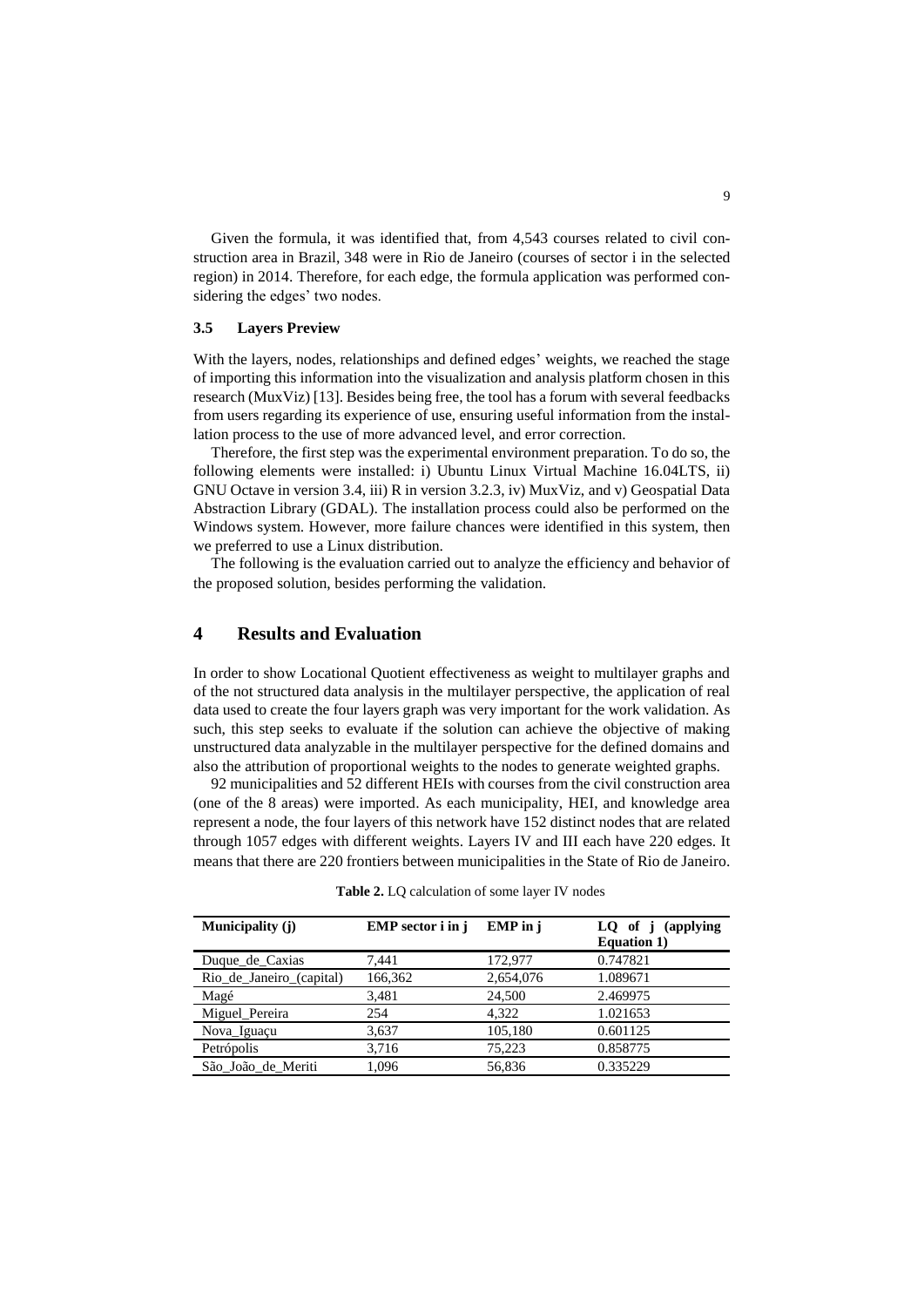Given the formula, it was identified that, from 4,543 courses related to civil construction area in Brazil, 348 were in Rio de Janeiro (courses of sector i in the selected region) in 2014. Therefore, for each edge, the formula application was performed considering the edges' two nodes.

### 3.5 Layers Preview

With the layers, nodes, relationships and defined edges' weights, we reached the stage of importing this information into the visualization and analysis platform chosen in this research (MuxViz) [13]. Besides being free, the tool has a forum with several feedbacks from users regarding its experience of use, ensuring useful information from the installation process to the use of more advanced level, and error correction.

Therefore, the first step was the experimental environment preparation. To do so, the following elements were installed: i) Ubuntu Linux Virtual Machine 16.04LTS, ii) GNU Octave in version 3.4, iii) R in version 3.2.3, iv) MuxViz, and v) Geospatial Data Abstraction Library (GDAL). The installation process could also be performed on the Windows system. However, more failure chances were identified in this system, then we preferred to use a Linux distribution.

The following is the evaluation carried out to analyze the efficiency and behavior of the proposed solution, besides performing the validation.

## 4 Results and Evaluation

In order to show Locational Quotient effectiveness as weight to multilayer graphs and of the not structured data analysis in the multilayer perspective, the application of real data used to create the four layers graph was very important for the work validation. As such, this step seeks to evaluate if the solution can achieve the objective of making unstructured data analyzable in the multilayer perspective for the defined domains and also the attribution of proportional weights to the nodes to generate weighted graphs.

92 municipalities and 52 different HEIs with courses from the civil construction area (one of the 8 areas) were imported. As each municipality, HEI, and knowledge area represent a node, the four layers of this network have 152 distinct nodes that are related through 1057 edges with different weights. Layers IV and III each have 220 edges. It means that there are 220 frontiers between municipalities in the State of Rio de Janeiro.

**Table 2.** LQ calculation of some layer IV nodes

| Municipality (j) | EMP sector i in j | EMP in j | LQ of j (applying Equation 1) |
|---|---|---|---|
| Duque_de_Caxias | 7,441 | 172,977 | 0.747821 |
| Rio_de_Janeiro_(capital) | 166,362 | 2,654,076 | 1.089671 |
| Magé | 3,481 | 24,500 | 2.469975 |
| Miguel_Pereira | 254 | 4,322 | 1.021653 |
| Nova_Iguaçu | 3,637 | 105,180 | 0.601125 |
| Petrópolis | 3,716 | 75,223 | 0.858775 |
| São_João_de_Meriti | 1,096 | 56,836 | 0.335229 |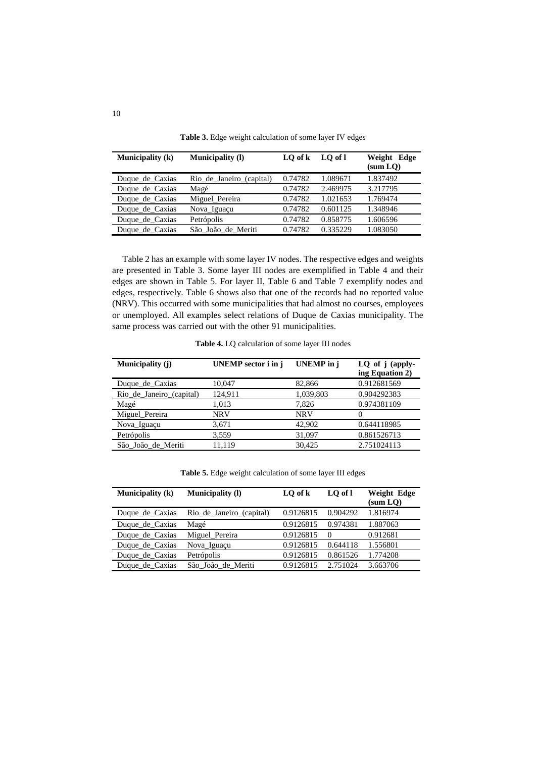**Table 3.** Edge weight calculation of some layer IV edges

| Municipality (k) | Municipality (l) | LQ of k | LQ of l | Weight Edge (sum LQ) |
|---|---|---|---|---|
| Duque_de_Caxias | Rio_de_Janeiro_(capital) | 0.74782 | 1.089671 | 1.837492 |
| Duque_de_Caxias | Magé | 0.74782 | 2.469975 | 3.217795 |
| Duque_de_Caxias | Miguel_Pereira | 0.74782 | 1.021653 | 1.769474 |
| Duque_de_Caxias | Nova_Iguaçu | 0.74782 | 0.601125 | 1.348946 |
| Duque_de_Caxias | Petrópolis | 0.74782 | 0.858775 | 1.606596 |
| Duque_de_Caxias | São_João_de_Meriti | 0.74782 | 0.335229 | 1.083050 |

Table 2 has an example with some layer IV nodes. The respective edges and weights are presented in Table 3. Some layer III nodes are exemplified in Table 4 and their edges are shown in Table 5. For layer II, Table 6 and Table 7 exemplify nodes and edges, respectively. Table 6 shows also that one of the records had no reported value (NRV). This occurred with some municipalities that had almost no courses, employees or unemployed. All examples select relations of Duque de Caxias municipality. The same process was carried out with the other 91 municipalities.

**Table 4.** LQ calculation of some layer III nodes

| Municipality (j) | UNEMP sector i in j | UNEMP in j | LQ of j (applying Equation 2) |
|---|---|---|---|
| Duque_de_Caxias | 10,047 | 82,866 | 0.912681569 |
| Rio_de_Janeiro_(capital) | 124,911 | 1,039,803 | 0.904292383 |
| Magé | 1,013 | 7,826 | 0.974381109 |
| Miguel_Pereira | NRV | NRV | 0 |
| Nova_Iguaçu | 3,671 | 42,902 | 0.644118985 |
| Petrópolis | 3,559 | 31,097 | 0.861526713 |
| São_João_de_Meriti | 11,119 | 30,425 | 2.751024113 |

**Table 5.** Edge weight calculation of some layer III edges

| Municipality (k) | Municipality (l) | LQ of k | LQ of l | Weight Edge (sum LQ) |
|---|---|---|---|---|
| Duque_de_Caxias | Rio_de_Janeiro_(capital) | 0.9126815 | 0.904292 | 1.816974 |
| Duque_de_Caxias | Magé | 0.9126815 | 0.974381 | 1.887063 |
| Duque_de_Caxias | Miguel_Pereira | 0.9126815 | 0 | 0.912681 |
| Duque_de_Caxias | Nova_Iguaçu | 0.9126815 | 0.644118 | 1.556801 |
| Duque_de_Caxias | Petrópolis | 0.9126815 | 0.861526 | 1.774208 |
| Duque_de_Caxias | São_João_de_Meriti | 0.9126815 | 2.751024 | 3.663706 |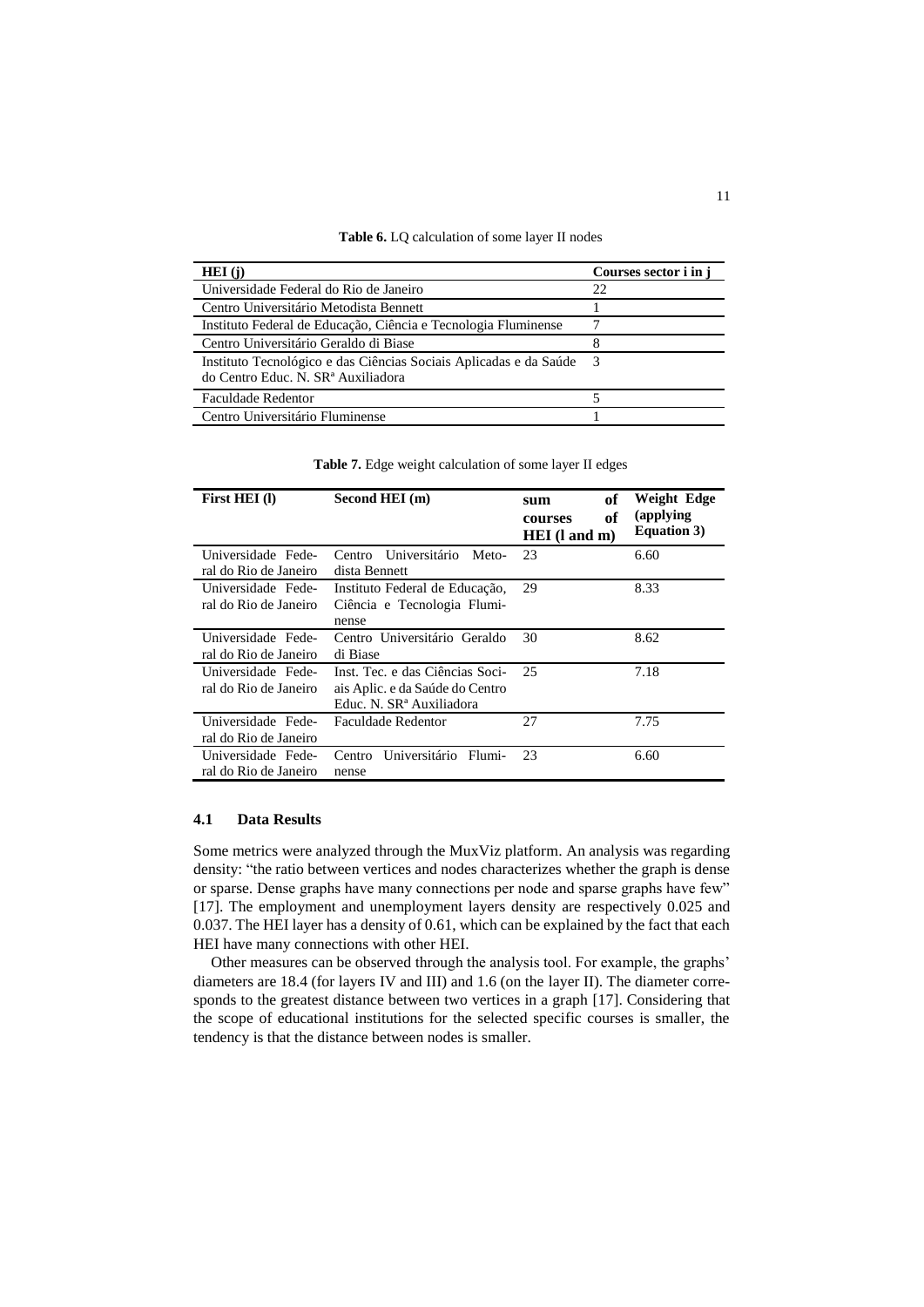**Table 6.** LQ calculation of some layer II nodes

| HEI (j) | Courses sector i in j |
|---|---|
| Universidade Federal do Rio de Janeiro | 22 |
| Centro Universitário Metodista Bennett | 1 |
| Instituto Federal de Educação, Ciência e Tecnologia Fluminense | 7 |
| Centro Universitário Geraldo di Biase | 8 |
| Instituto Tecnológico e das Ciências Sociais Aplicadas e da Saúde do Centro Educ. N. SRª Auxiliadora | 3 |
| Faculdade Redentor | 5 |
| Centro Universitário Fluminense | 1 |

**Table 7.** Edge weight calculation of some layer II edges

| First HEI (l) | Second HEI (m) | sum of courses of HEI (l and m) | Weight Edge (applying Equation 3) |
|---|---|---|---|
| Universidade Federal do Rio de Janeiro | Centro Universitário Metodista Bennett | 23 | 6.60 |
| Universidade Federal do Rio de Janeiro | Instituto Federal de Educação, Ciência e Tecnologia Fluminense | 29 | 8.33 |
| Universidade Federal do Rio de Janeiro | Centro Universitário Geraldo di Biase | 30 | 8.62 |
| Universidade Federal do Rio de Janeiro | Inst. Tec. e das Ciências Sociais Aplic. e da Saúde do Centro Educ. N. SRª Auxiliadora | 25 | 7.18 |
| Universidade Federal do Rio de Janeiro | Faculdade Redentor | 27 | 7.75 |
| Universidade Federal do Rio de Janeiro | Centro Universitário Fluminense | 23 | 6.60 |

### 4.1 Data Results

Some metrics were analyzed through the MuxViz platform. An analysis was regarding density: "the ratio between vertices and nodes characterizes whether the graph is dense or sparse. Dense graphs have many connections per node and sparse graphs have few" [17]. The employment and unemployment layers density are respectively 0.025 and 0.037. The HEI layer has a density of 0.61, which can be explained by the fact that each HEI have many connections with other HEI.

Other measures can be observed through the analysis tool. For example, the graphs' diameters are 18.4 (for layers IV and III) and 1.6 (on the layer II). The diameter corresponds to the greatest distance between two vertices in a graph [17]. Considering that the scope of educational institutions for the selected specific courses is smaller, the tendency is that the distance between nodes is smaller.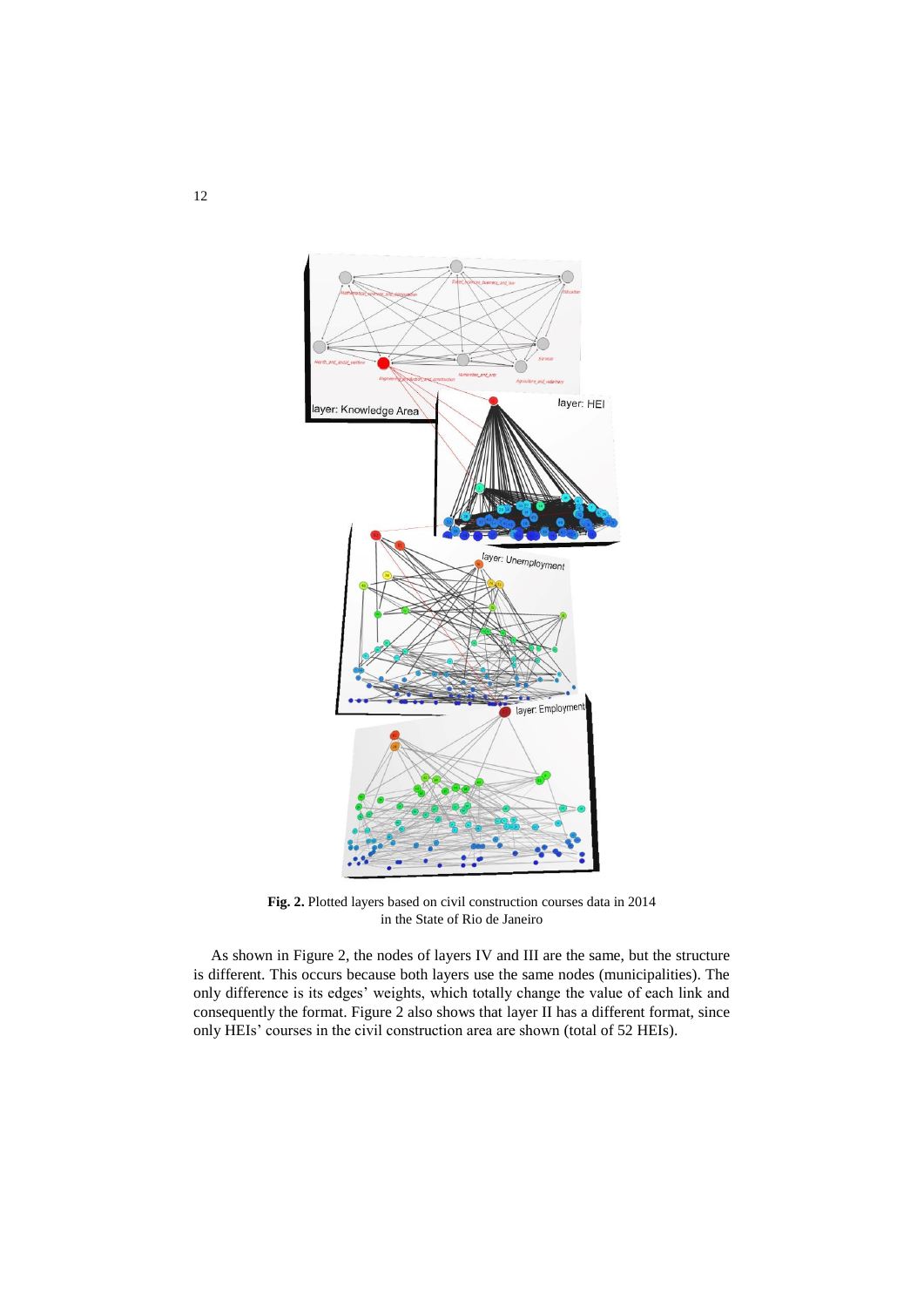**Fig. 2.** Plotted layers based on civil construction courses data in 2014 in the State of Rio de Janeiro

As shown in Figure 2, the nodes of layers IV and III are the same, but the structure is different. This occurs because both layers use the same nodes (municipalities). The only difference is its edges' weights, which totally change the value of each link and consequently the format. Figure 2 also shows that layer II has a different format, since only HEIs' courses in the civil construction area are shown (total of 52 HEIs).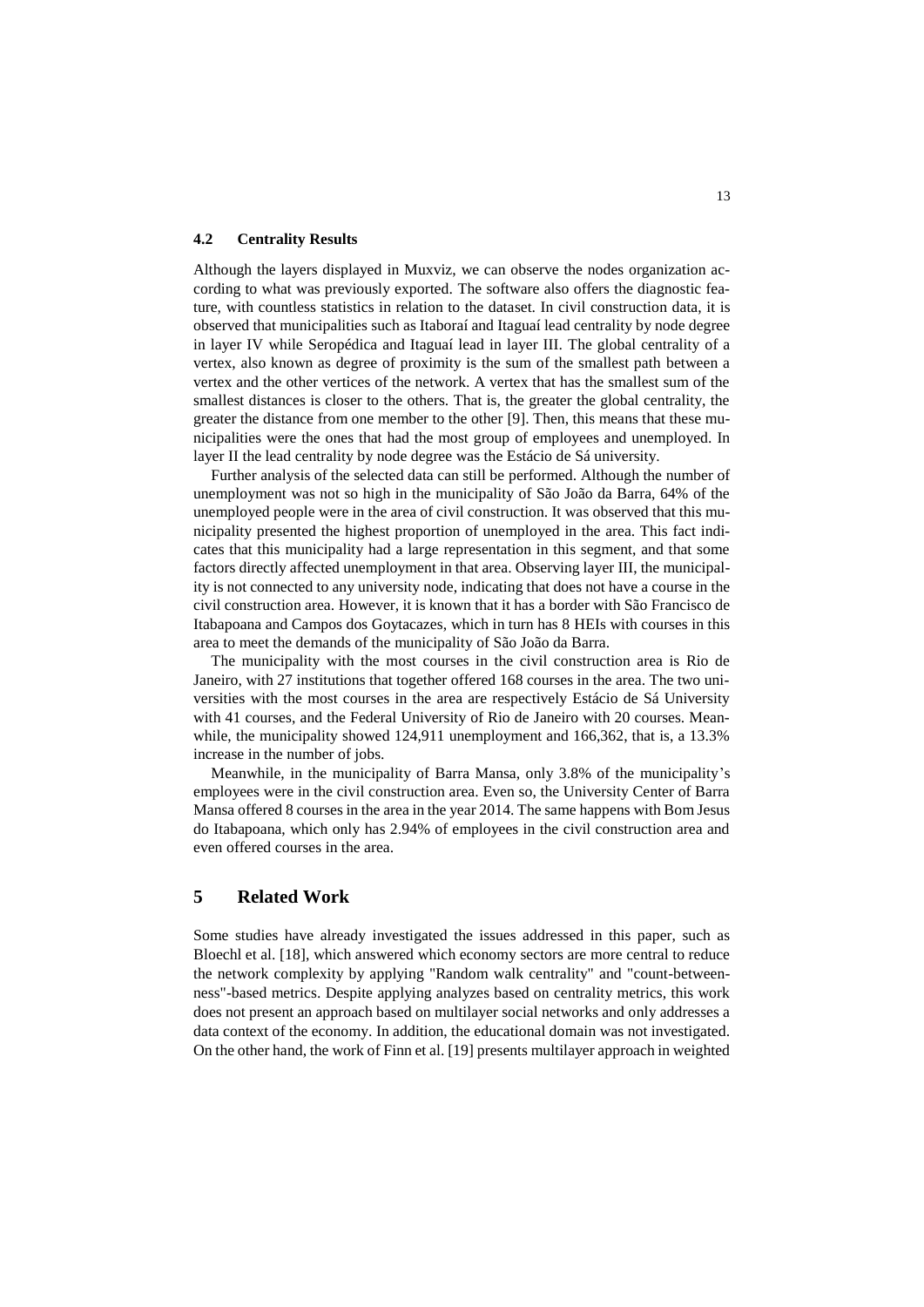### 4.2 Centrality Results

Although the layers displayed in Muxviz, we can observe the nodes organization according to what was previously exported. The software also offers the diagnostic feature, with countless statistics in relation to the dataset. In civil construction data, it is observed that municipalities such as Itaboraí and Itaguaí lead centrality by node degree in layer IV while Seropédica and Itaguaí lead in layer III. The global centrality of a vertex, also known as degree of proximity is the sum of the smallest path between a vertex and the other vertices of the network. A vertex that has the smallest sum of the smallest distances is closer to the others. That is, the greater the global centrality, the greater the distance from one member to the other [9]. Then, this means that these municipalities were the ones that had the most group of employees and unemployed. In layer II the lead centrality by node degree was the Estácio de Sá university.

Further analysis of the selected data can still be performed. Although the number of unemployment was not so high in the municipality of São João da Barra, 64% of the unemployed people were in the area of civil construction. It was observed that this municipality presented the highest proportion of unemployed in the area. This fact indicates that this municipality had a large representation in this segment, and that some factors directly affected unemployment in that area. Observing layer III, the municipality is not connected to any university node, indicating that does not have a course in the civil construction area. However, it is known that it has a border with São Francisco de Itabapoana and Campos dos Goytacazes, which in turn has 8 HEIs with courses in this area to meet the demands of the municipality of São João da Barra.

The municipality with the most courses in the civil construction area is Rio de Janeiro, with 27 institutions that together offered 168 courses in the area. The two universities with the most courses in the area are respectively Estácio de Sá University with 41 courses, and the Federal University of Rio de Janeiro with 20 courses. Meanwhile, the municipality showed 124,911 unemployment and 166,362, that is, a 13.3% increase in the number of jobs.

Meanwhile, in the municipality of Barra Mansa, only 3.8% of the municipality's employees were in the civil construction area. Even so, the University Center of Barra Mansa offered 8 courses in the area in the year 2014. The same happens with Bom Jesus do Itabapoana, which only has 2.94% of employees in the civil construction area and even offered courses in the area.

## 5 Related Work

Some studies have already investigated the issues addressed in this paper, such as Bloechl et al. [18], which answered which economy sectors are more central to reduce the network complexity by applying "Random walk centrality" and "count-betweenness"-based metrics. Despite applying analyzes based on centrality metrics, this work does not present an approach based on multilayer social networks and only addresses a data context of the economy. In addition, the educational domain was not investigated. On the other hand, the work of Finn et al. [19] presents multilayer approach in weighted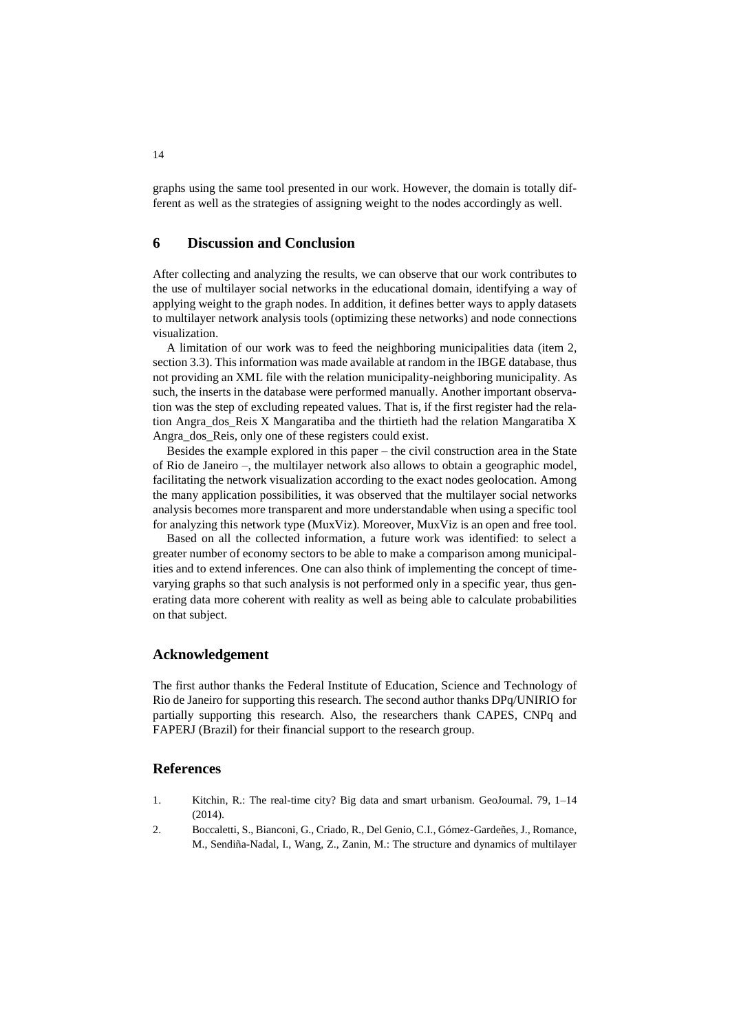graphs using the same tool presented in our work. However, the domain is totally different as well as the strategies of assigning weight to the nodes accordingly as well.

## 6 Discussion and Conclusion

After collecting and analyzing the results, we can observe that our work contributes to the use of multilayer social networks in the educational domain, identifying a way of applying weight to the graph nodes. In addition, it defines better ways to apply datasets to multilayer network analysis tools (optimizing these networks) and node connections visualization.

A limitation of our work was to feed the neighboring municipalities data (item 2, section 3.3). This information was made available at random in the IBGE database, thus not providing an XML file with the relation municipality-neighboring municipality. As such, the inserts in the database were performed manually. Another important observation was the step of excluding repeated values. That is, if the first register had the relation Angra_dos_Reis X Mangaratiba and the thirtieth had the relation Mangaratiba X Angra_dos_Reis, only one of these registers could exist.

Besides the example explored in this paper – the civil construction area in the State of Rio de Janeiro –, the multilayer network also allows to obtain a geographic model, facilitating the network visualization according to the exact nodes geolocation. Among the many application possibilities, it was observed that the multilayer social networks analysis becomes more transparent and more understandable when using a specific tool for analyzing this network type (MuxViz). Moreover, MuxViz is an open and free tool.

Based on all the collected information, a future work was identified: to select a greater number of economy sectors to be able to make a comparison among municipalities and to extend inferences. One can also think of implementing the concept of time-varying graphs so that such analysis is not performed only in a specific year, thus generating data more coherent with reality as well as being able to calculate probabilities on that subject.

## Acknowledgement

The first author thanks the Federal Institute of Education, Science and Technology of Rio de Janeiro for supporting this research. The second author thanks DPq/UNIRIO for partially supporting this research. Also, the researchers thank CAPES, CNPq and FAPERJ (Brazil) for their financial support to the research group.

## References

1. Kitchin, R.: The real-time city? Big data and smart urbanism. GeoJournal. 79, 1–14 (2014).
2. Boccaletti, S., Bianconi, G., Criado, R., Del Genio, C.I., Gómez-Gardeñes, J., Romance, M., Sendiña-Nadal, I., Wang, Z., Zanin, M.: The structure and dynamics of multilayer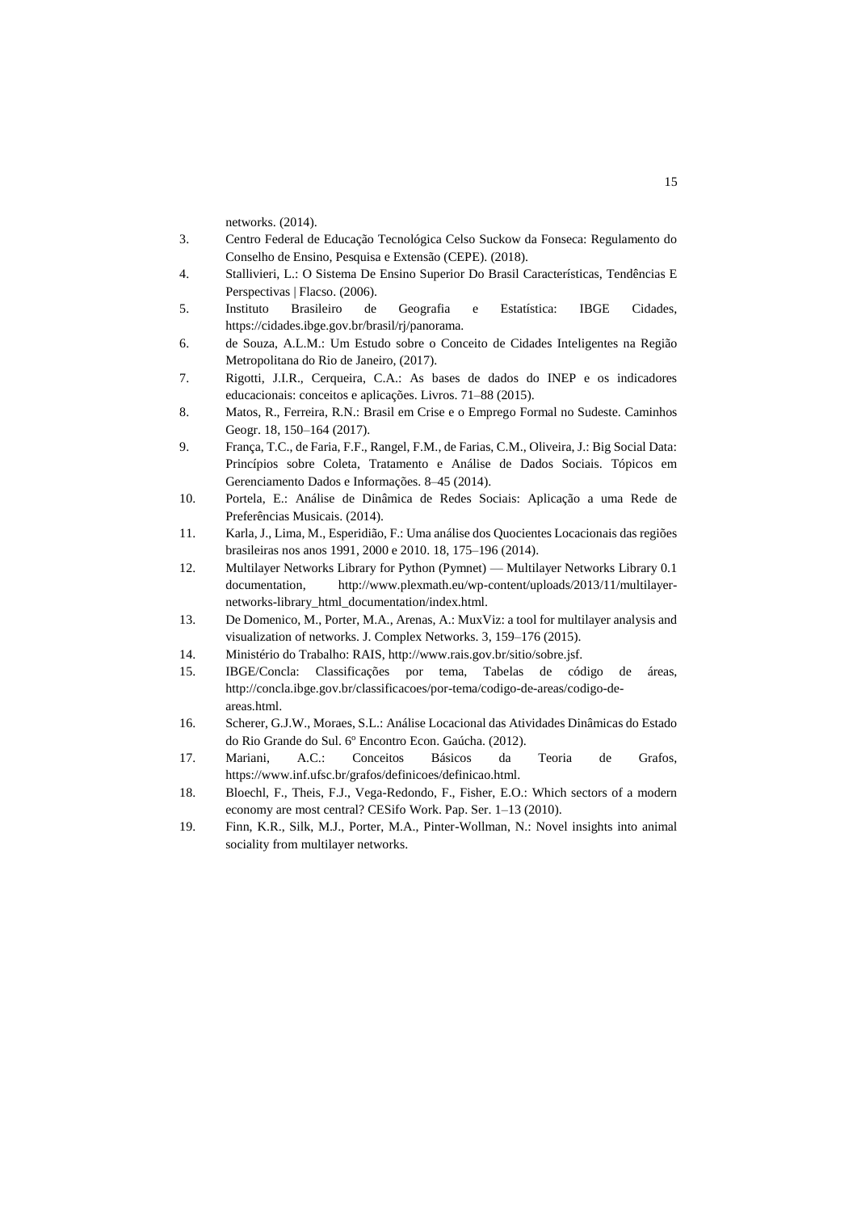networks. (2014).

3. Centro Federal de Educação Tecnológica Celso Suckow da Fonseca: Regulamento do Conselho de Ensino, Pesquisa e Extensão (CEPE). (2018).
4. Stallivieri, L.: O Sistema De Ensino Superior Do Brasil Características, Tendências E Perspectivas | Flacso. (2006).
5. Instituto Brasileiro de Geografia e Estatística: IBGE Cidades, https://cidades.ibge.gov.br/brasil/rj/panorama.
6. de Souza, A.L.M.: Um Estudo sobre o Conceito de Cidades Inteligentes na Região Metropolitana do Rio de Janeiro, (2017).
7. Rigotti, J.I.R., Cerqueira, C.A.: As bases de dados do INEP e os indicadores educacionais: conceitos e aplicações. Livros. 71–88 (2015).
8. Matos, R., Ferreira, R.N.: Brasil em Crise e o Emprego Formal no Sudeste. Caminhos Geogr. 18, 150–164 (2017).
9. França, T.C., de Faria, F.F., Rangel, F.M., de Farias, C.M., Oliveira, J.: Big Social Data: Princípios sobre Coleta, Tratamento e Análise de Dados Sociais. Tópicos em Gerenciamento Dados e Informações. 8–45 (2014).
10. Portela, E.: Análise de Dinâmica de Redes Sociais: Aplicação a uma Rede de Preferências Musicais. (2014).
11. Karla, J., Lima, M., Esperidião, F.: Uma análise dos Quocientes Locacionais das regiões brasileiras nos anos 1991, 2000 e 2010. 18, 175–196 (2014).
12. Multilayer Networks Library for Python (Pymnet) — Multilayer Networks Library 0.1 documentation, http://www.plexmath.eu/wp-content/uploads/2013/11/multilayer-networks-library_html_documentation/index.html.
13. De Domenico, M., Porter, M.A., Arenas, A.: MuxViz: a tool for multilayer analysis and visualization of networks. J. Complex Networks. 3, 159–176 (2015).
14. Ministério do Trabalho: RAIS, http://www.rais.gov.br/sitio/sobre.jsf.
15. IBGE/Concla: Classificações por tema, Tabelas de código de áreas, http://concla.ibge.gov.br/classificacoes/por-tema/codigo-de-areas/codigo-de-areas.html.
16. Scherer, G.J.W., Moraes, S.L.: Análise Locacional das Atividades Dinâmicas do Estado do Rio Grande do Sul. 6º Encontro Econ. Gaúcha. (2012).
17. Mariani, A.C.: Conceitos Básicos da Teoria de Grafos, https://www.inf.ufsc.br/grafos/definicoes/definicao.html.
18. Bloechl, F., Theis, F.J., Vega-Redondo, F., Fisher, E.O.: Which sectors of a modern economy are most central? CESifo Work. Pap. Ser. 1–13 (2010).
19. Finn, K.R., Silk, M.J., Porter, M.A., Pinter-Wollman, N.: Novel insights into animal sociality from multilayer networks.